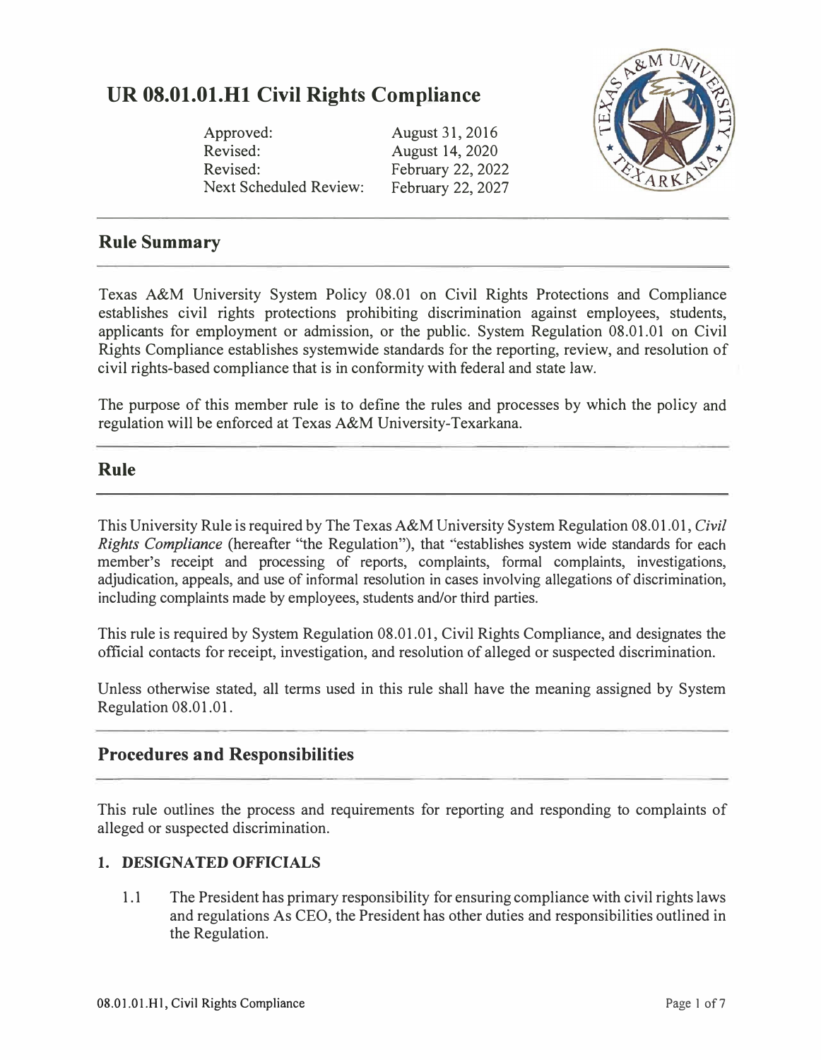# UR 08.01.01.H1 Civil Rights Compliance

| | |
|---|---|
| Approved: | August 31, 2016 |
| Revised: | August 14, 2020 |
| Revised: | February 22, 2022 |
| Next Scheduled Review: | February 22, 2027 |

## Rule Summary

Texas A&M University System Policy 08.01 on Civil Rights Protections and Compliance establishes civil rights protections prohibiting discrimination against employees, students, applicants for employment or admission, or the public. System Regulation 08.01.01 on Civil Rights Compliance establishes systemwide standards for the reporting, review, and resolution of civil rights-based compliance that is in conformity with federal and state law.

The purpose of this member rule is to define the rules and processes by which the policy and regulation will be enforced at Texas A&M University-Texarkana.

## Rule

This University Rule is required by The Texas A&M University System Regulation 08.01.01, *Civil Rights Compliance* (hereafter "the Regulation"), that "establishes system wide standards for each member's receipt and processing of reports, complaints, formal complaints, investigations, adjudication, appeals, and use of informal resolution in cases involving allegations of discrimination, including complaints made by employees, students and/or third parties.

This rule is required by System Regulation 08.01.01, Civil Rights Compliance, and designates the official contacts for receipt, investigation, and resolution of alleged or suspected discrimination.

Unless otherwise stated, all terms used in this rule shall have the meaning assigned by System Regulation 08.01.01.

## Procedures and Responsibilities

This rule outlines the process and requirements for reporting and responding to complaints of alleged or suspected discrimination.

### 1. DESIGNATED OFFICIALS

1.1 The President has primary responsibility for ensuring compliance with civil rights laws and regulations As CEO, the President has other duties and responsibilities outlined in the Regulation.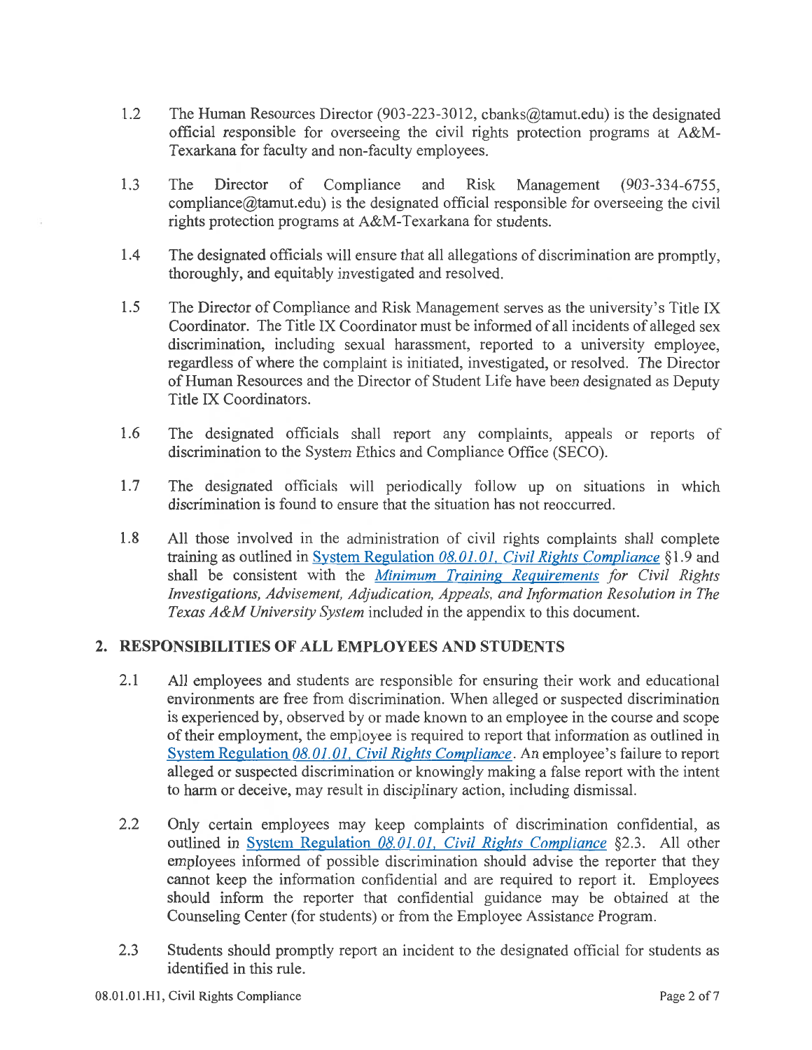1.2 The Human Resources Director (903-223-3012, cbanks@tamut.edu) is the designated official responsible for overseeing the civil rights protection programs at A&M-Texarkana for faculty and non-faculty employees.

1.3 The Director of Compliance and Risk Management (903-334-6755, compliance@tamut.edu) is the designated official responsible for overseeing the civil rights protection programs at A&M-Texarkana for students.

1.4 The designated officials will ensure that all allegations of discrimination are promptly, thoroughly, and equitably investigated and resolved.

1.5 The Director of Compliance and Risk Management serves as the university's Title IX Coordinator. The Title IX Coordinator must be informed of all incidents of alleged sex discrimination, including sexual harassment, reported to a university employee, regardless of where the complaint is initiated, investigated, or resolved. The Director of Human Resources and the Director of Student Life have been designated as Deputy Title IX Coordinators.

1.6 The designated officials shall report any complaints, appeals or reports of discrimination to the System Ethics and Compliance Office (SECO).

1.7 The designated officials will periodically follow up on situations in which discrimination is found to ensure that the situation has not reoccurred.

1.8 All those involved in the administration of civil rights complaints shall complete training as outlined in System Regulation *08.01.01, Civil Rights Compliance* §1.9 and shall be consistent with the *Minimum Training Requirements for Civil Rights Investigations, Advisement, Adjudication, Appeals, and Information Resolution in The Texas A&M University System* included in the appendix to this document.

## 2. RESPONSIBILITIES OF ALL EMPLOYEES AND STUDENTS

2.1 All employees and students are responsible for ensuring their work and educational environments are free from discrimination. When alleged or suspected discrimination is experienced by, observed by or made known to an employee in the course and scope of their employment, the employee is required to report that information as outlined in System Regulation *08.01.01, Civil Rights Compliance*. An employee's failure to report alleged or suspected discrimination or knowingly making a false report with the intent to harm or deceive, may result in disciplinary action, including dismissal.

2.2 Only certain employees may keep complaints of discrimination confidential, as outlined in System Regulation *08.01.01, Civil Rights Compliance* §2.3. All other employees informed of possible discrimination should advise the reporter that they cannot keep the information confidential and are required to report it. Employees should inform the reporter that confidential guidance may be obtained at the Counseling Center (for students) or from the Employee Assistance Program.

2.3 Students should promptly report an incident to the designated official for students as identified in this rule.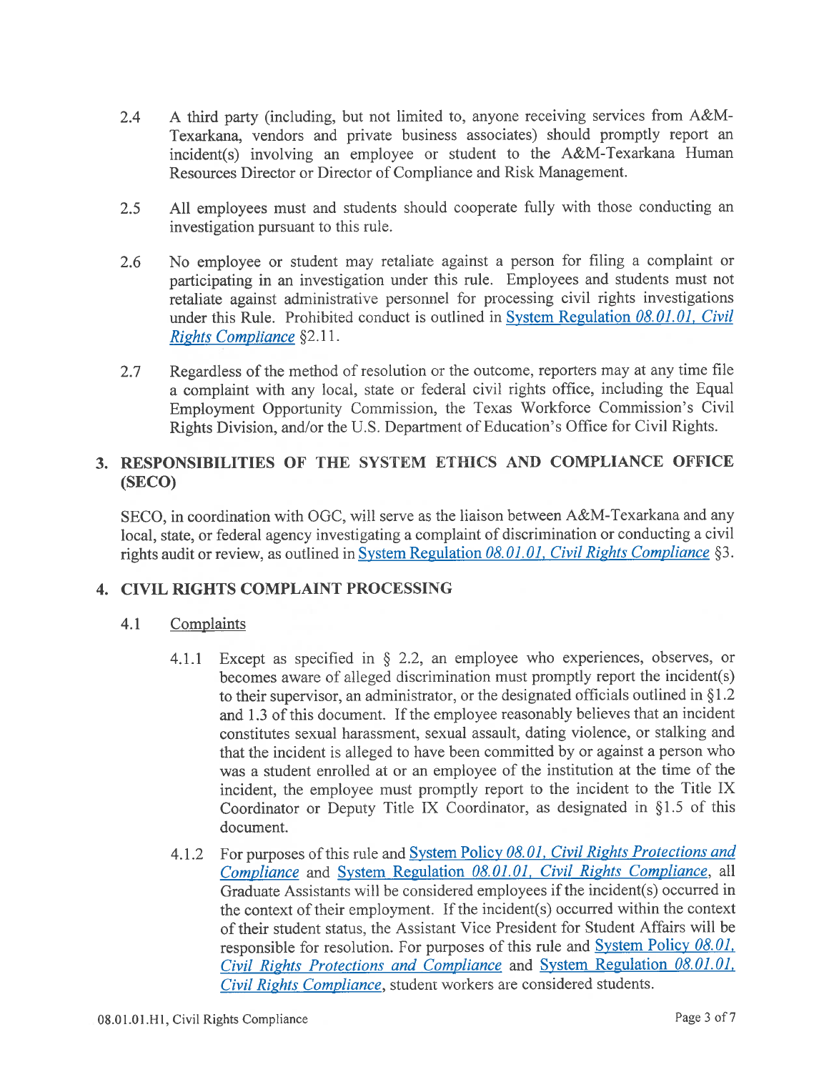2.4 A third party (including, but not limited to, anyone receiving services from A&M-Texarkana, vendors and private business associates) should promptly report an incident(s) involving an employee or student to the A&M-Texarkana Human Resources Director or Director of Compliance and Risk Management.

2.5 All employees must and students should cooperate fully with those conducting an investigation pursuant to this rule.

2.6 No employee or student may retaliate against a person for filing a complaint or participating in an investigation under this rule. Employees and students must not retaliate against administrative personnel for processing civil rights investigations under this Rule. Prohibited conduct is outlined in [System Regulation *08.01.01, Civil Rights Compliance*] §2.11.

2.7 Regardless of the method of resolution or the outcome, reporters may at any time file a complaint with any local, state or federal civil rights office, including the Equal Employment Opportunity Commission, the Texas Workforce Commission's Civil Rights Division, and/or the U.S. Department of Education's Office for Civil Rights.

## 3. RESPONSIBILITIES OF THE SYSTEM ETHICS AND COMPLIANCE OFFICE (SECO)

SECO, in coordination with OGC, will serve as the liaison between A&M-Texarkana and any local, state, or federal agency investigating a complaint of discrimination or conducting a civil rights audit or review, as outlined in [System Regulation *08.01.01, Civil Rights Compliance*] §3.

## 4. CIVIL RIGHTS COMPLAINT PROCESSING

### 4.1 Complaints

4.1.1 Except as specified in § 2.2, an employee who experiences, observes, or becomes aware of alleged discrimination must promptly report the incident(s) to their supervisor, an administrator, or the designated officials outlined in §1.2 and 1.3 of this document. If the employee reasonably believes that an incident constitutes sexual harassment, sexual assault, dating violence, or stalking and that the incident is alleged to have been committed by or against a person who was a student enrolled at or an employee of the institution at the time of the incident, the employee must promptly report to the incident to the Title IX Coordinator or Deputy Title IX Coordinator, as designated in §1.5 of this document.

4.1.2 For purposes of this rule and [System Policy *08.01, Civil Rights Protections and Compliance*] and [System Regulation *08.01.01, Civil Rights Compliance*], all Graduate Assistants will be considered employees if the incident(s) occurred in the context of their employment. If the incident(s) occurred within the context of their student status, the Assistant Vice President for Student Affairs will be responsible for resolution. For purposes of this rule and [System Policy *08.01, Civil Rights Protections and Compliance*] and [System Regulation *08.01.01, Civil Rights Compliance*], student workers are considered students.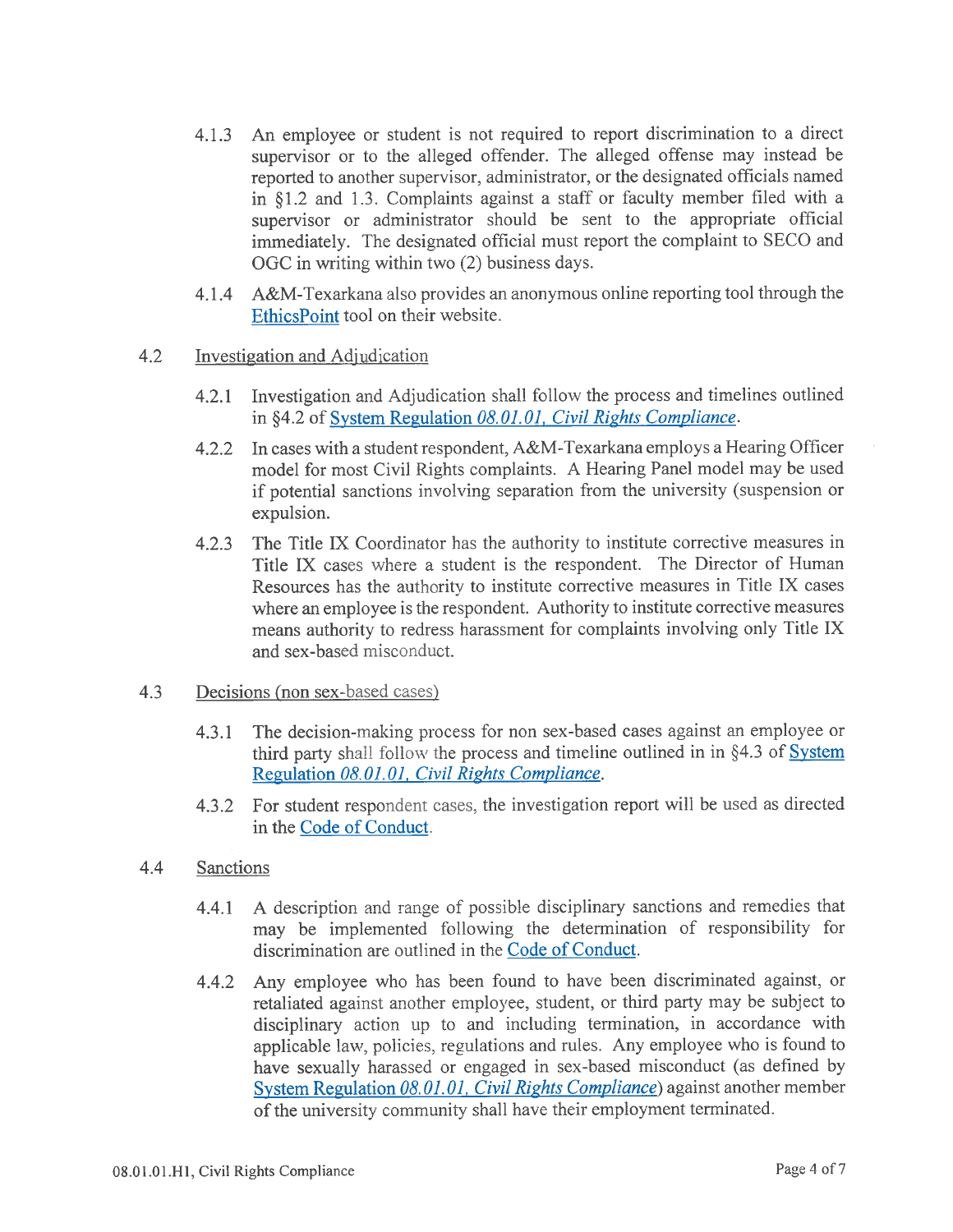4.1.3 An employee or student is not required to report discrimination to a direct supervisor or to the alleged offender. The alleged offense may instead be reported to another supervisor, administrator, or the designated officials named in §1.2 and 1.3. Complaints against a staff or faculty member filed with a supervisor or administrator should be sent to the appropriate official immediately. The designated official must report the complaint to SECO and OGC in writing within two (2) business days.

4.1.4 A&M-Texarkana also provides an anonymous online reporting tool through the EthicsPoint tool on their website.

4.2 Investigation and Adjudication

4.2.1 Investigation and Adjudication shall follow the process and timelines outlined in §4.2 of System Regulation *08.01.01, Civil Rights Compliance*.

4.2.2 In cases with a student respondent, A&M-Texarkana employs a Hearing Officer model for most Civil Rights complaints. A Hearing Panel model may be used if potential sanctions involving separation from the university (suspension or expulsion.

4.2.3 The Title IX Coordinator has the authority to institute corrective measures in Title IX cases where a student is the respondent. The Director of Human Resources has the authority to institute corrective measures in Title IX cases where an employee is the respondent. Authority to institute corrective measures means authority to redress harassment for complaints involving only Title IX and sex-based misconduct.

4.3 Decisions (non sex-based cases)

4.3.1 The decision-making process for non sex-based cases against an employee or third party shall follow the process and timeline outlined in in §4.3 of System Regulation *08.01.01, Civil Rights Compliance*.

4.3.2 For student respondent cases, the investigation report will be used as directed in the Code of Conduct.

4.4 Sanctions

4.4.1 A description and range of possible disciplinary sanctions and remedies that may be implemented following the determination of responsibility for discrimination are outlined in the Code of Conduct.

4.4.2 Any employee who has been found to have been discriminated against, or retaliated against another employee, student, or third party may be subject to disciplinary action up to and including termination, in accordance with applicable law, policies, regulations and rules. Any employee who is found to have sexually harassed or engaged in sex-based misconduct (as defined by System Regulation *08.01.01, Civil Rights Compliance*) against another member of the university community shall have their employment terminated.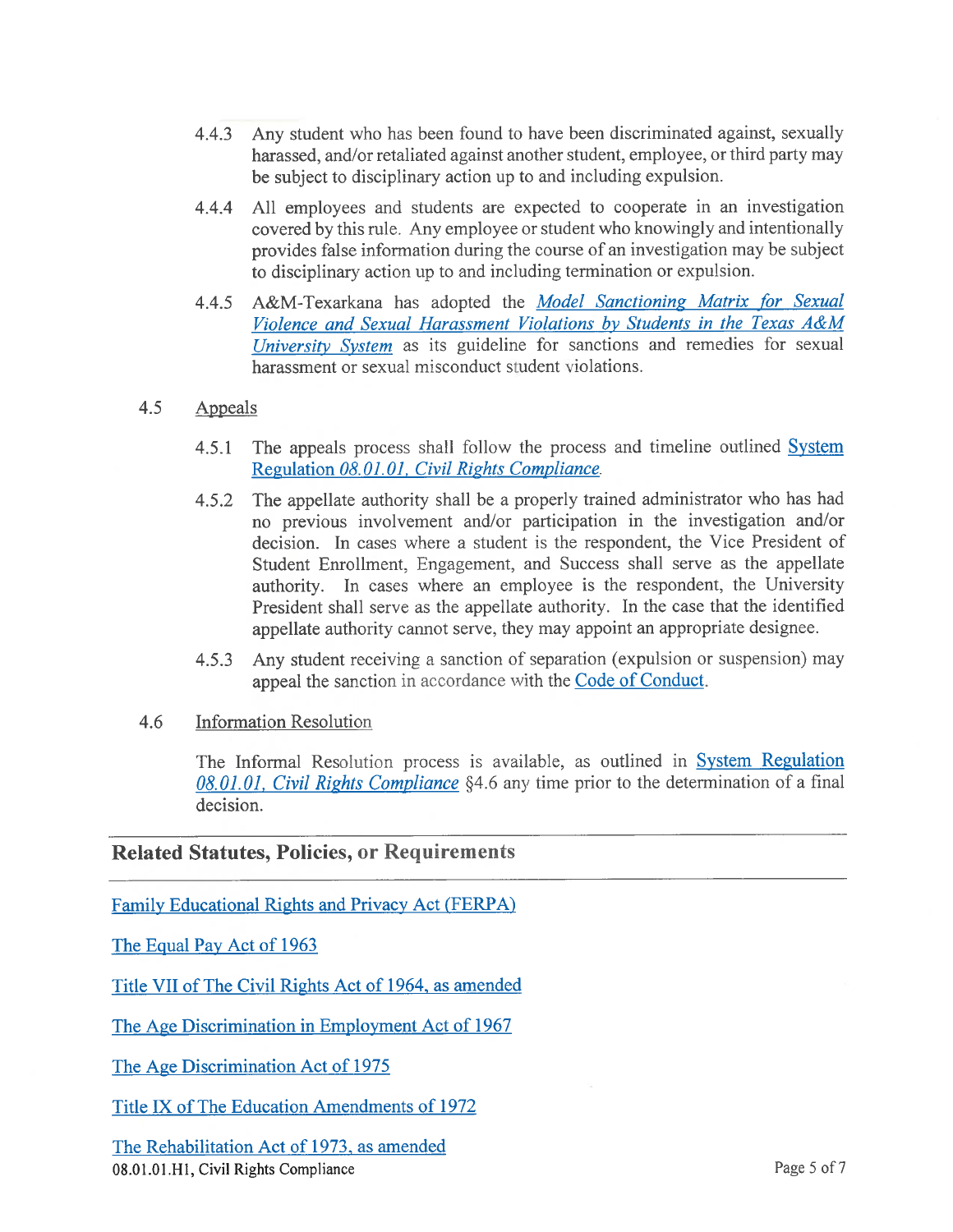4.4.3 Any student who has been found to have been discriminated against, sexually harassed, and/or retaliated against another student, employee, or third party may be subject to disciplinary action up to and including expulsion.

4.4.4 All employees and students are expected to cooperate in an investigation covered by this rule. Any employee or student who knowingly and intentionally provides false information during the course of an investigation may be subject to disciplinary action up to and including termination or expulsion.

4.4.5 A&M-Texarkana has adopted the *Model Sanctioning Matrix for Sexual Violence and Sexual Harassment Violations by Students in the Texas A&M University System* as its guideline for sanctions and remedies for sexual harassment or sexual misconduct student violations.

4.5 Appeals

4.5.1 The appeals process shall follow the process and timeline outlined System Regulation *08.01.01, Civil Rights Compliance*.

4.5.2 The appellate authority shall be a properly trained administrator who has had no previous involvement and/or participation in the investigation and/or decision. In cases where a student is the respondent, the Vice President of Student Enrollment, Engagement, and Success shall serve as the appellate authority. In cases where an employee is the respondent, the University President shall serve as the appellate authority. In the case that the identified appellate authority cannot serve, they may appoint an appropriate designee.

4.5.3 Any student receiving a sanction of separation (expulsion or suspension) may appeal the sanction in accordance with the Code of Conduct.

4.6 Information Resolution

The Informal Resolution process is available, as outlined in System Regulation *08.01.01, Civil Rights Compliance* §4.6 any time prior to the determination of a final decision.

## Related Statutes, Policies, or Requirements

Family Educational Rights and Privacy Act (FERPA)

The Equal Pay Act of 1963

Title VII of The Civil Rights Act of 1964, as amended

The Age Discrimination in Employment Act of 1967

The Age Discrimination Act of 1975

Title IX of The Education Amendments of 1972

The Rehabilitation Act of 1973, as amended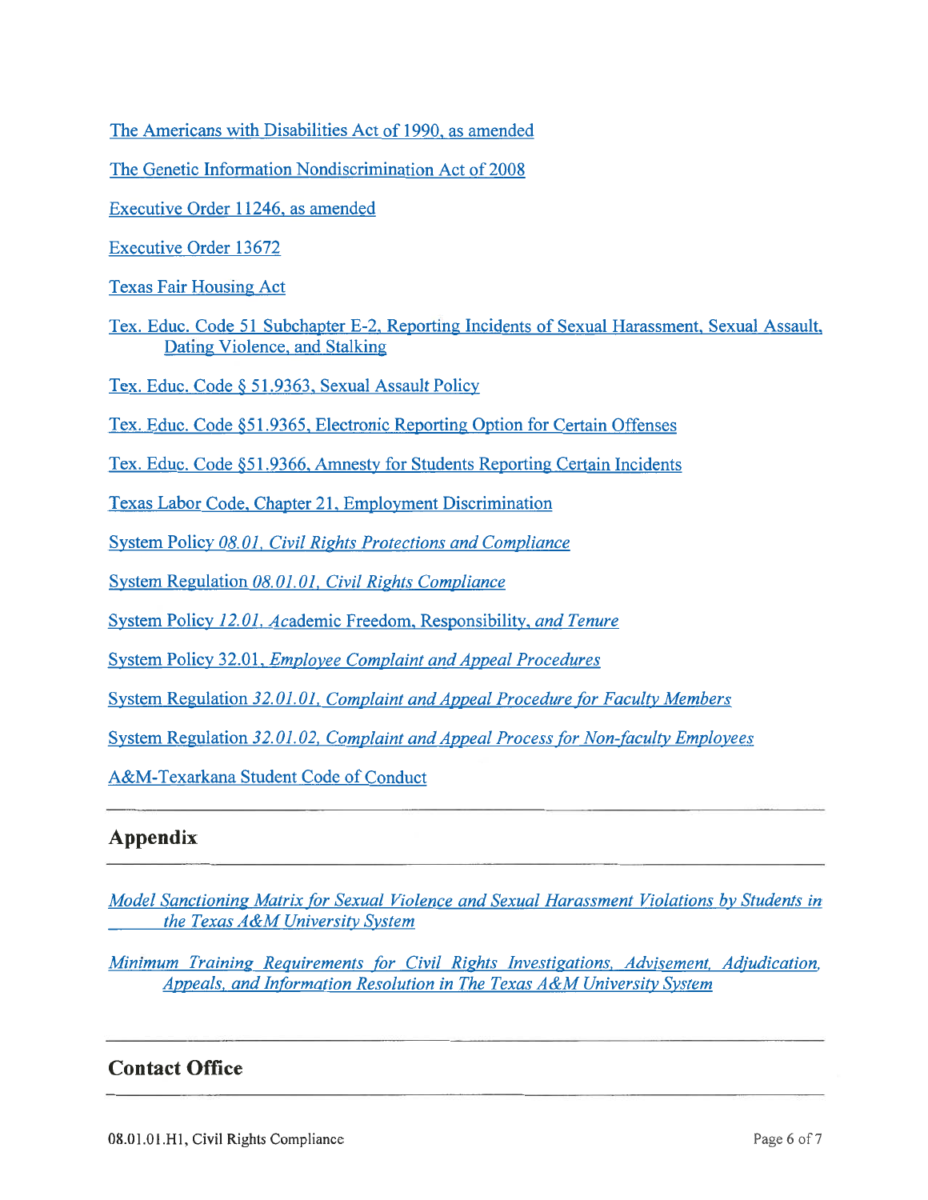The Americans with Disabilities Act of 1990, as amended

The Genetic Information Nondiscrimination Act of 2008

Executive Order 11246, as amended

Executive Order 13672

Texas Fair Housing Act

Tex. Educ. Code 51 Subchapter E-2, Reporting Incidents of Sexual Harassment, Sexual Assault, Dating Violence, and Stalking

Tex. Educ. Code § 51.9363, Sexual Assault Policy

Tex. Educ. Code §51.9365, Electronic Reporting Option for Certain Offenses

Tex. Educ. Code §51.9366, Amnesty for Students Reporting Certain Incidents

Texas Labor Code, Chapter 21, Employment Discrimination

System Policy *08.01, Civil Rights Protections and Compliance*

System Regulation *08.01.01, Civil Rights Compliance*

System Policy *12.01, A*cademic Freedom, Responsibility, *and Tenure*

System Policy 32.01, *Employee Complaint and Appeal Procedures*

System Regulation *32.01.01, Complaint and Appeal Procedure for Faculty Members*

System Regulation *32.01.02, Complaint and Appeal Process for Non-faculty Employees*

A&M-Texarkana Student Code of Conduct

## Appendix

*Model Sanctioning Matrix for Sexual Violence and Sexual Harassment Violations by Students in the Texas A&M University System*

*Minimum Training Requirements for Civil Rights Investigations, Advisement, Adjudication, Appeals, and Information Resolution in The Texas A&M University System*

## Contact Office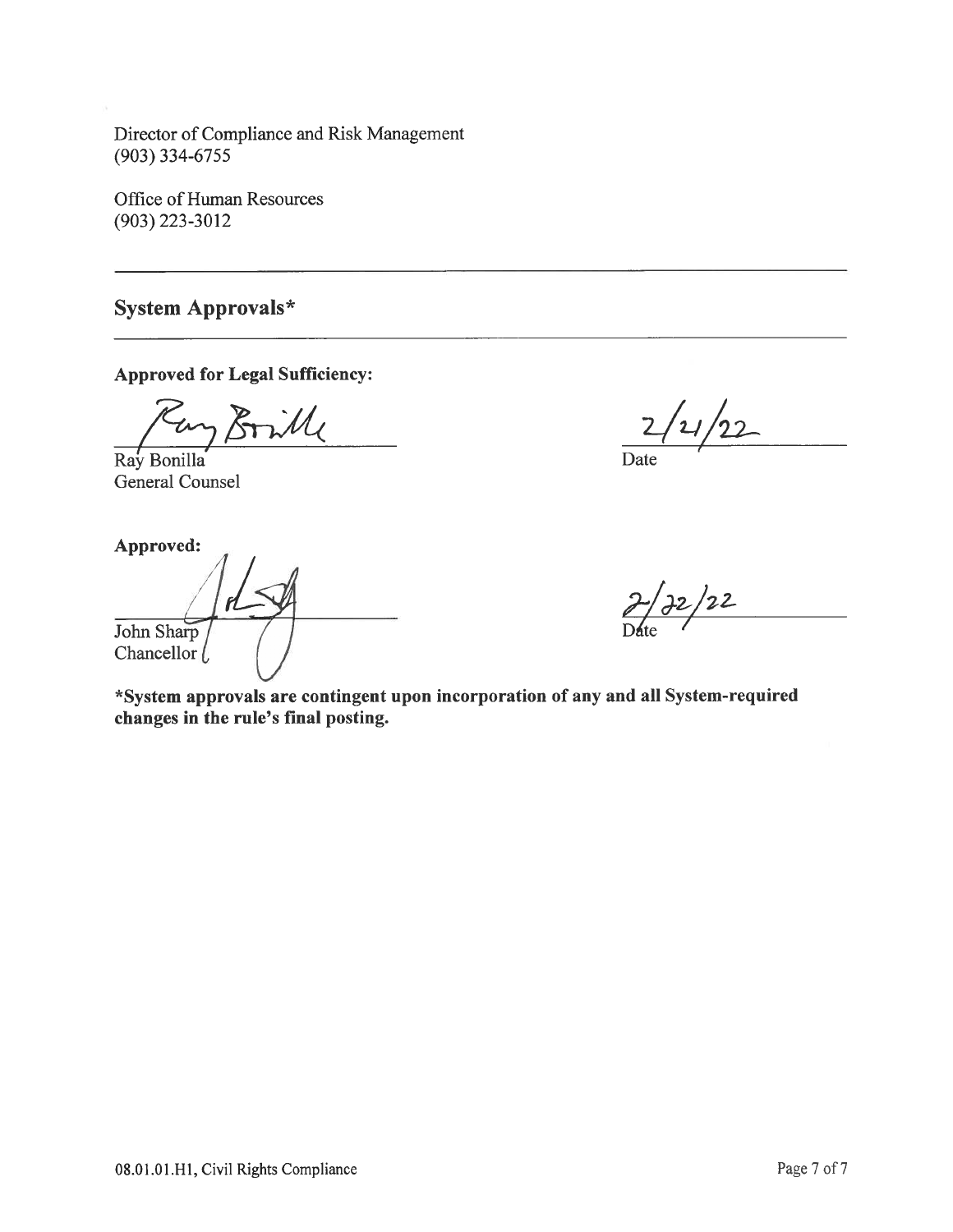Director of Compliance and Risk Management
(903) 334-6755

Office of Human Resources
(903) 223-3012

---

## System Approvals*

---

**Approved for Legal Sufficiency:**

Ray Bonilla
General Counsel

2/21/22
Date

**Approved:**

John Sharp
Chancellor

2/22/22
Date

***System approvals are contingent upon incorporation of any and all System-required changes in the rule's final posting.**